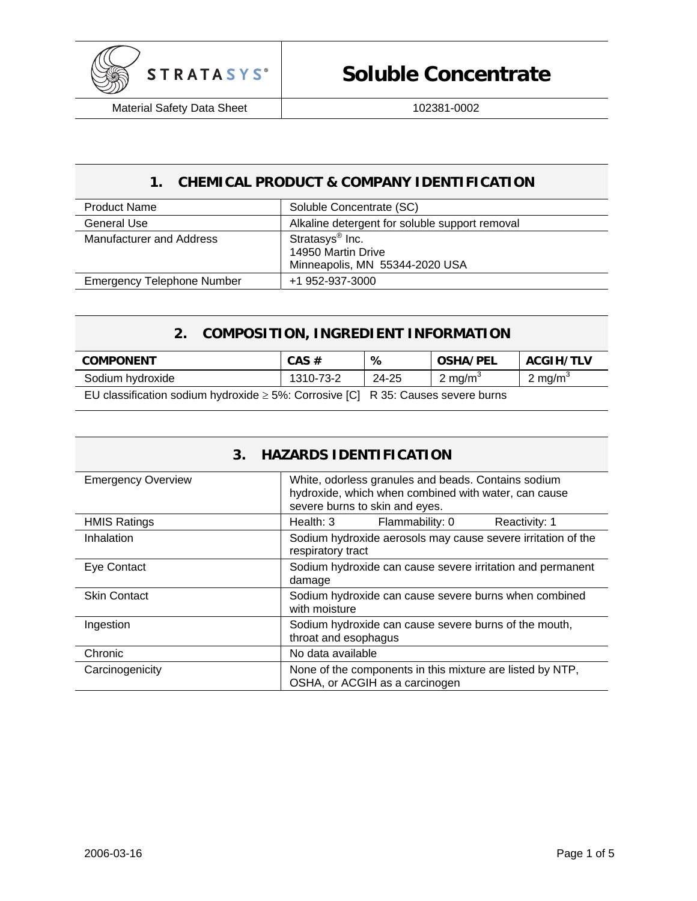# Soluble Concentrate

Material Safety Data Sheet | 102381-0002

## 1. CHEMICAL PRODUCT & COMPANY IDENTIFICATION

| | |
|---|---|
| Product Name | Soluble Concentrate (SC) |
| General Use | Alkaline detergent for soluble support removal |
| Manufacturer and Address | Stratasys® Inc.<br>14950 Martin Drive<br>Minneapolis, MN 55344-2020 USA |
| Emergency Telephone Number | +1 952-937-3000 |

## 2. COMPOSITION, INGREDIENT INFORMATION

| COMPONENT | CAS # | % | OSHA/PEL | ACGIH/TLV |
|---|---|---|---|---|
| Sodium hydroxide | 1310-73-2 | 24-25 | 2 $mg/m^3$ | 2 $mg/m^3$ |

EU classification sodium hydroxide $\geq$ 5%: Corrosive [C] R 35: Causes severe burns

## 3. HAZARDS IDENTIFICATION

| | |
|---|---|
| Emergency Overview | White, odorless granules and beads. Contains sodium hydroxide, which when combined with water, can cause severe burns to skin and eyes. |
| HMIS Ratings | Health: 3 Flammability: 0 Reactivity: 1 |
| Inhalation | Sodium hydroxide aerosols may cause severe irritation of the respiratory tract |
| Eye Contact | Sodium hydroxide can cause severe irritation and permanent damage |
| Skin Contact | Sodium hydroxide can cause severe burns when combined with moisture |
| Ingestion | Sodium hydroxide can cause severe burns of the mouth, throat and esophagus |
| Chronic | No data available |
| Carcinogenicity | None of the components in this mixture are listed by NTP, OSHA, or ACGIH as a carcinogen |

2006-03-16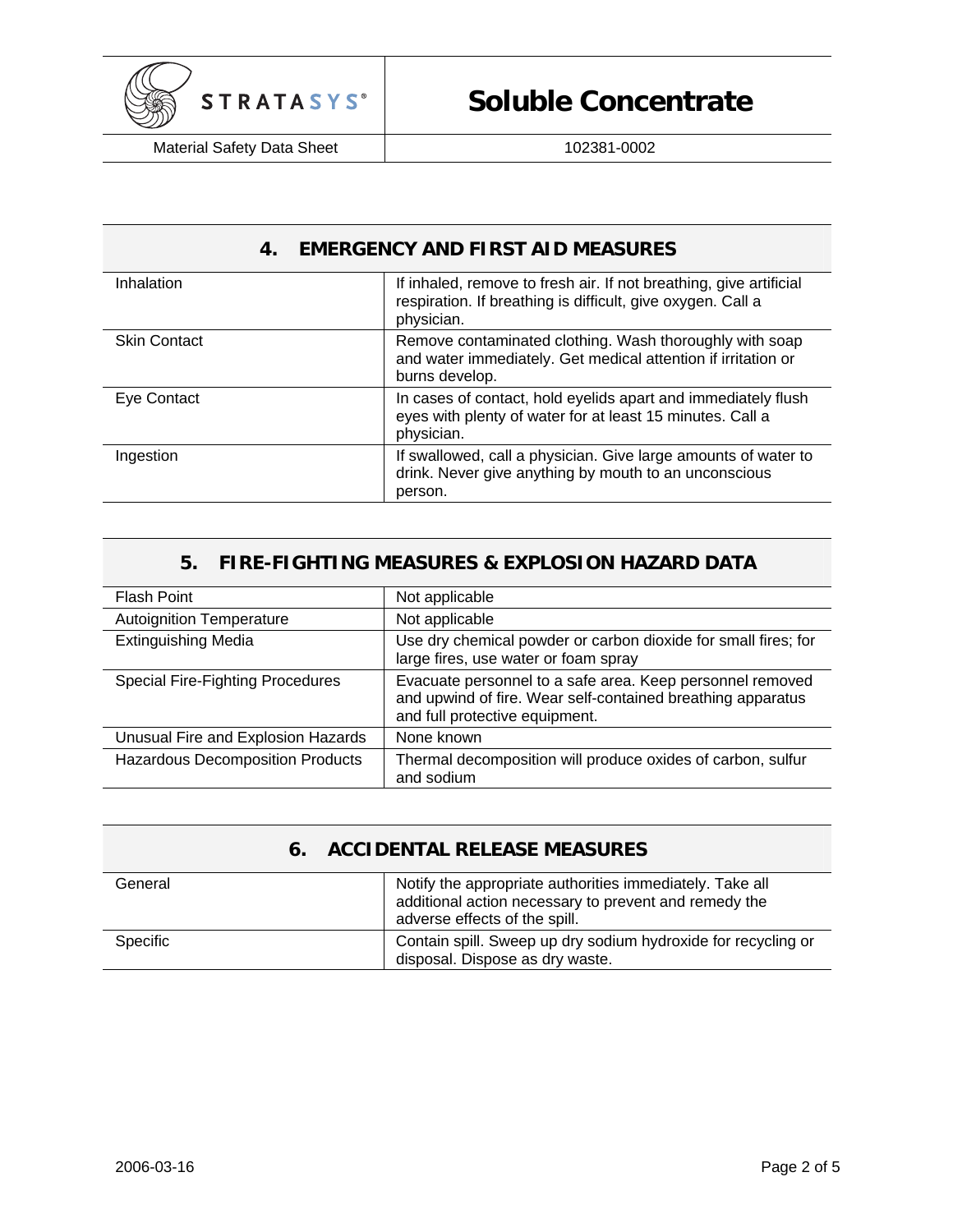## 4. EMERGENCY AND FIRST AID MEASURES

| | |
|---|---|
| Inhalation | If inhaled, remove to fresh air. If not breathing, give artificial respiration. If breathing is difficult, give oxygen. Call a physician. |
| Skin Contact | Remove contaminated clothing. Wash thoroughly with soap and water immediately. Get medical attention if irritation or burns develop. |
| Eye Contact | In cases of contact, hold eyelids apart and immediately flush eyes with plenty of water for at least 15 minutes. Call a physician. |
| Ingestion | If swallowed, call a physician. Give large amounts of water to drink. Never give anything by mouth to an unconscious person. |

## 5. FIRE-FIGHTING MEASURES & EXPLOSION HAZARD DATA

| | |
|---|---|
| Flash Point | Not applicable |
| Autoignition Temperature | Not applicable |
| Extinguishing Media | Use dry chemical powder or carbon dioxide for small fires; for large fires, use water or foam spray |
| Special Fire-Fighting Procedures | Evacuate personnel to a safe area. Keep personnel removed and upwind of fire. Wear self-contained breathing apparatus and full protective equipment. |
| Unusual Fire and Explosion Hazards | None known |
| Hazardous Decomposition Products | Thermal decomposition will produce oxides of carbon, sulfur and sodium |

## 6. ACCIDENTAL RELEASE MEASURES

| | |
|---|---|
| General | Notify the appropriate authorities immediately. Take all additional action necessary to prevent and remedy the adverse effects of the spill. |
| Specific | Contain spill. Sweep up dry sodium hydroxide for recycling or disposal. Dispose as dry waste. |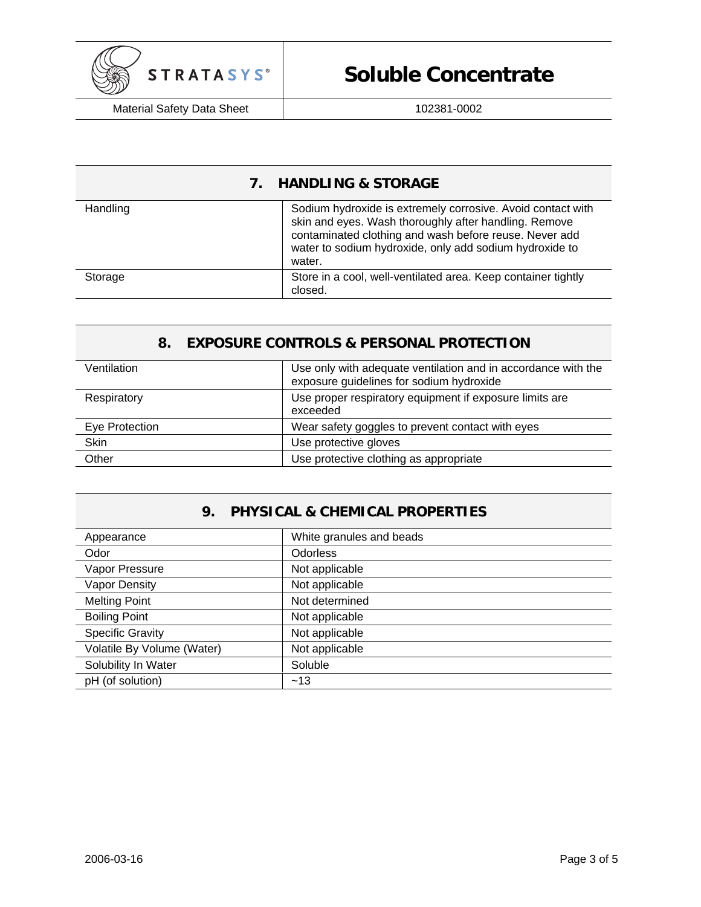## 7. HANDLING & STORAGE

| | |
|---|---|
| Handling | Sodium hydroxide is extremely corrosive. Avoid contact with skin and eyes. Wash thoroughly after handling. Remove contaminated clothing and wash before reuse. Never add water to sodium hydroxide, only add sodium hydroxide to water. |
| Storage | Store in a cool, well-ventilated area. Keep container tightly closed. |

## 8. EXPOSURE CONTROLS & PERSONAL PROTECTION

| | |
|---|---|
| Ventilation | Use only with adequate ventilation and in accordance with the exposure guidelines for sodium hydroxide |
| Respiratory | Use proper respiratory equipment if exposure limits are exceeded |
| Eye Protection | Wear safety goggles to prevent contact with eyes |
| Skin | Use protective gloves |
| Other | Use protective clothing as appropriate |

## 9. PHYSICAL & CHEMICAL PROPERTIES

| | |
|---|---|
| Appearance | White granules and beads |
| Odor | Odorless |
| Vapor Pressure | Not applicable |
| Vapor Density | Not applicable |
| Melting Point | Not determined |
| Boiling Point | Not applicable |
| Specific Gravity | Not applicable |
| Volatile By Volume (Water) | Not applicable |
| Solubility In Water | Soluble |
| pH (of solution) | ~13 |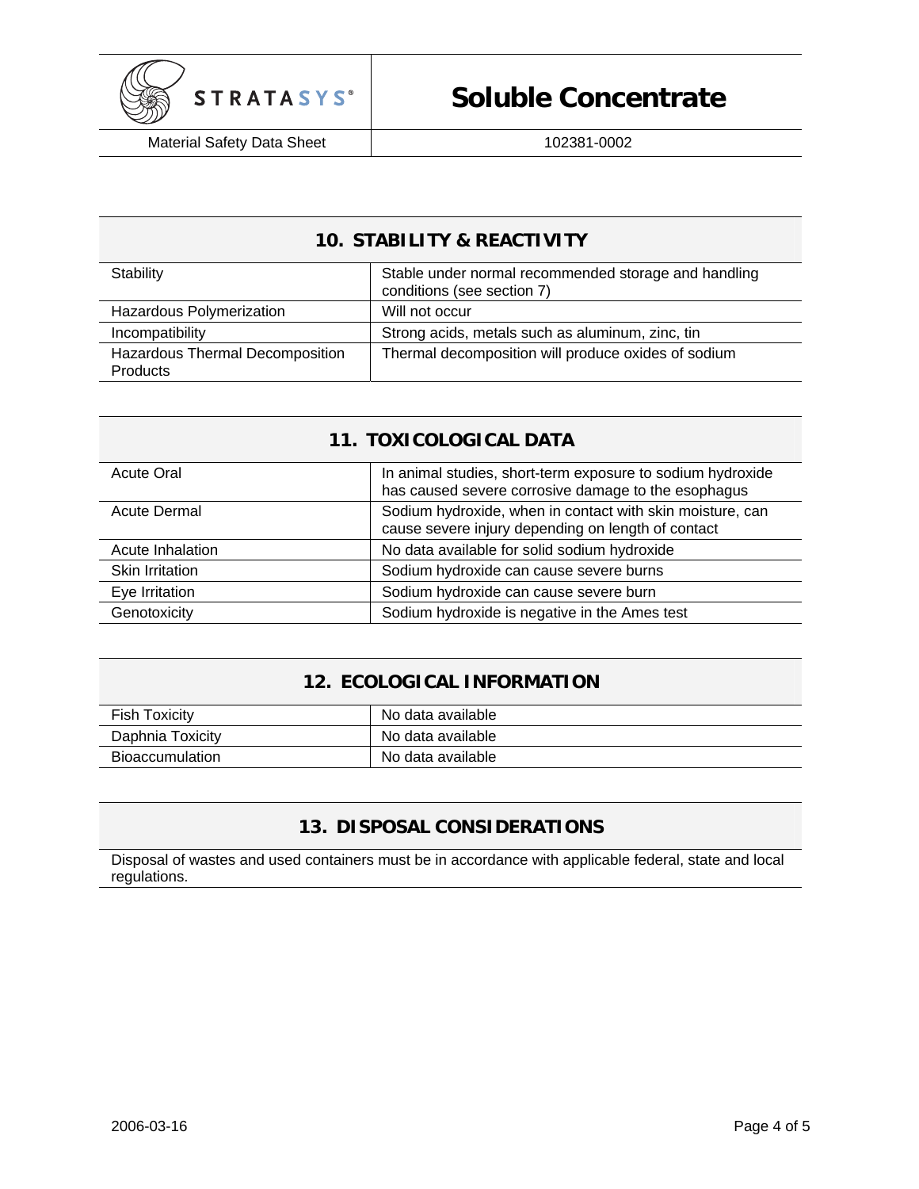## 10. STABILITY & REACTIVITY

| | |
|---|---|
| Stability | Stable under normal recommended storage and handling conditions (see section 7) |
| Hazardous Polymerization | Will not occur |
| Incompatibility | Strong acids, metals such as aluminum, zinc, tin |
| Hazardous Thermal Decomposition Products | Thermal decomposition will produce oxides of sodium |

## 11. TOXICOLOGICAL DATA

| | |
|---|---|
| Acute Oral | In animal studies, short-term exposure to sodium hydroxide has caused severe corrosive damage to the esophagus |
| Acute Dermal | Sodium hydroxide, when in contact with skin moisture, can cause severe injury depending on length of contact |
| Acute Inhalation | No data available for solid sodium hydroxide |
| Skin Irritation | Sodium hydroxide can cause severe burns |
| Eye Irritation | Sodium hydroxide can cause severe burn |
| Genotoxicity | Sodium hydroxide is negative in the Ames test |

## 12. ECOLOGICAL INFORMATION

| | |
|---|---|
| Fish Toxicity | No data available |
| Daphnia Toxicity | No data available |
| Bioaccumulation | No data available |

## 13. DISPOSAL CONSIDERATIONS

Disposal of wastes and used containers must be in accordance with applicable federal, state and local regulations.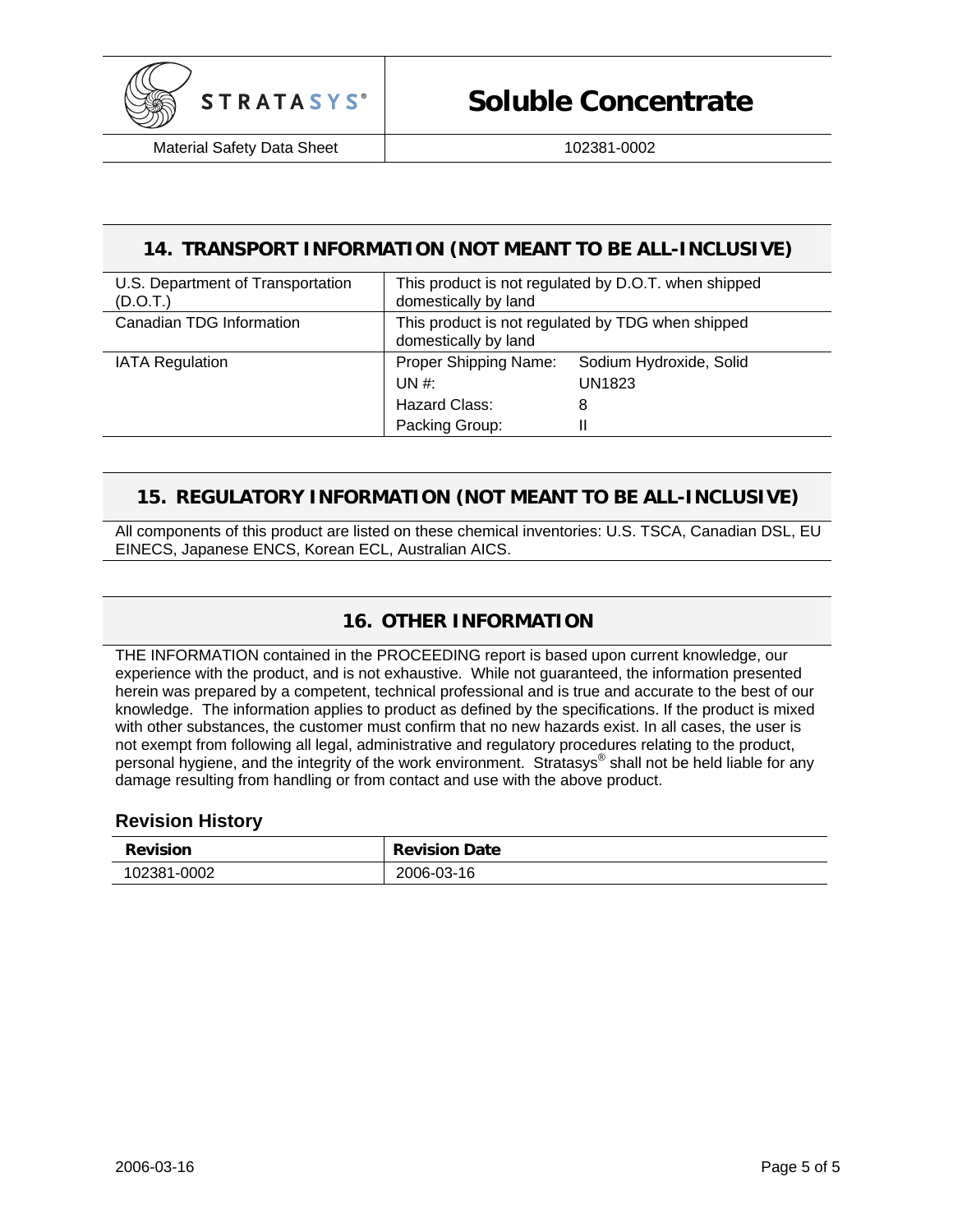## 14. TRANSPORT INFORMATION (NOT MEANT TO BE ALL-INCLUSIVE)

| | | |
|---|---|---|
| U.S. Department of Transportation (D.O.T.) | This product is not regulated by D.O.T. when shipped domestically by land | |
| Canadian TDG Information | This product is not regulated by TDG when shipped domestically by land | |
| IATA Regulation | Proper Shipping Name: | Sodium Hydroxide, Solid |
| | UN #: | UN1823 |
| | Hazard Class: | 8 |
| | Packing Group: | II |

## 15. REGULATORY INFORMATION (NOT MEANT TO BE ALL-INCLUSIVE)

All components of this product are listed on these chemical inventories: U.S. TSCA, Canadian DSL, EU EINECS, Japanese ENCS, Korean ECL, Australian AICS.

## 16. OTHER INFORMATION

THE INFORMATION contained in the PROCEEDING report is based upon current knowledge, our experience with the product, and is not exhaustive. While not guaranteed, the information presented herein was prepared by a competent, technical professional and is true and accurate to the best of our knowledge. The information applies to product as defined by the specifications. If the product is mixed with other substances, the customer must confirm that no new hazards exist. In all cases, the user is not exempt from following all legal, administrative and regulatory procedures relating to the product, personal hygiene, and the integrity of the work environment. Stratasys® shall not be held liable for any damage resulting from handling or from contact and use with the above product.

### Revision History

| Revision | Revision Date |
|---|---|
| 102381-0002 | 2006-03-16 |